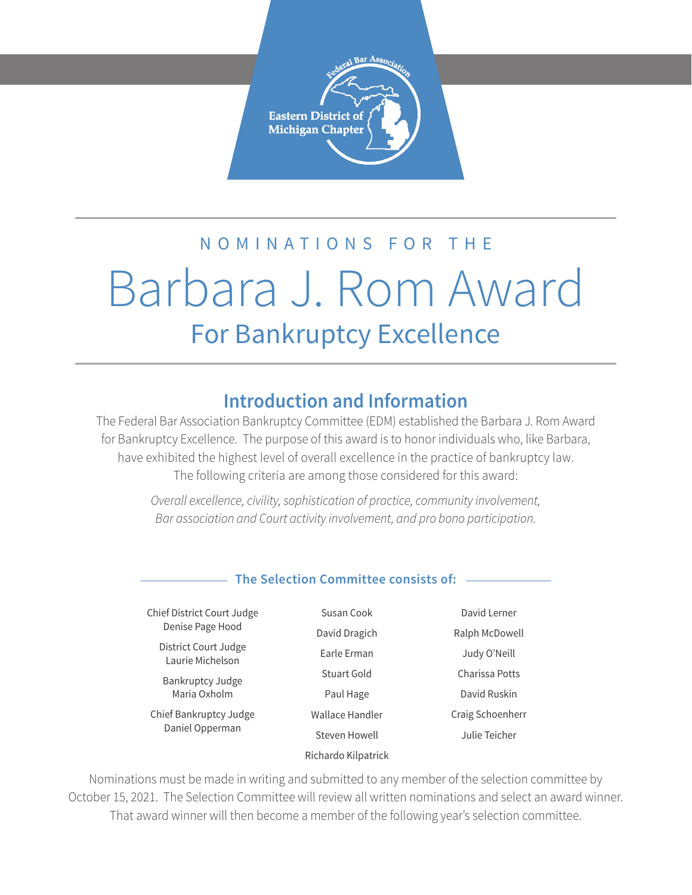Federal Bar Association
Eastern District of Michigan Chapter

NOMINATIONS FOR THE

# Barbara J. Rom Award

## For Bankruptcy Excellence

## Introduction and Information

The Federal Bar Association Bankruptcy Committee (EDM) established the Barbara J. Rom Award for Bankruptcy Excellence. The purpose of this award is to honor individuals who, like Barbara, have exhibited the highest level of overall excellence in the practice of bankruptcy law. The following criteria are among those considered for this award:

*Overall excellence, civility, sophistication of practice, community involvement, Bar association and Court activity involvement, and pro bono participation.*

### The Selection Committee consists of:

Chief District Court Judge Denise Page Hood

District Court Judge Laurie Michelson

Bankruptcy Judge Maria Oxholm

Chief Bankruptcy Judge Daniel Opperman

Susan Cook

David Dragich

Earle Erman

Stuart Gold

Paul Hage

Wallace Handler

Steven Howell

Richardo Kilpatrick

David Lerner

Ralph McDowell

Judy O'Neill

Charissa Potts

David Ruskin

Craig Schoenherr

Julie Teicher

Nominations must be made in writing and submitted to any member of the selection committee by October 15, 2021. The Selection Committee will review all written nominations and select an award winner. That award winner will then become a member of the following year's selection committee.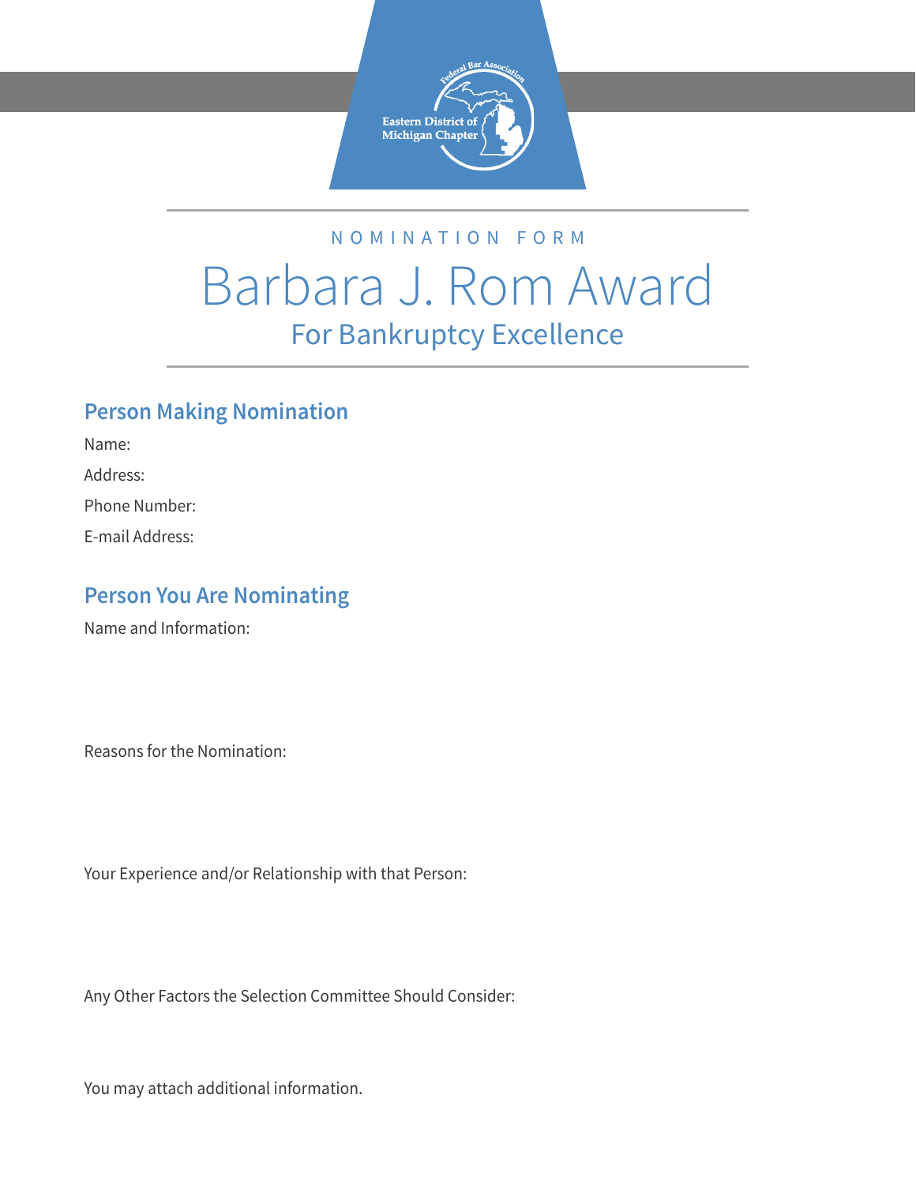Federal Bar Association
Eastern District of Michigan Chapter

NOMINATION FORM

# Barbara J. Rom Award

## For Bankruptcy Excellence

### Person Making Nomination

Name:

Address:

Phone Number:

E-mail Address:

### Person You Are Nominating

Name and Information:

Reasons for the Nomination:

Your Experience and/or Relationship with that Person:

Any Other Factors the Selection Committee Should Consider:

You may attach additional information.